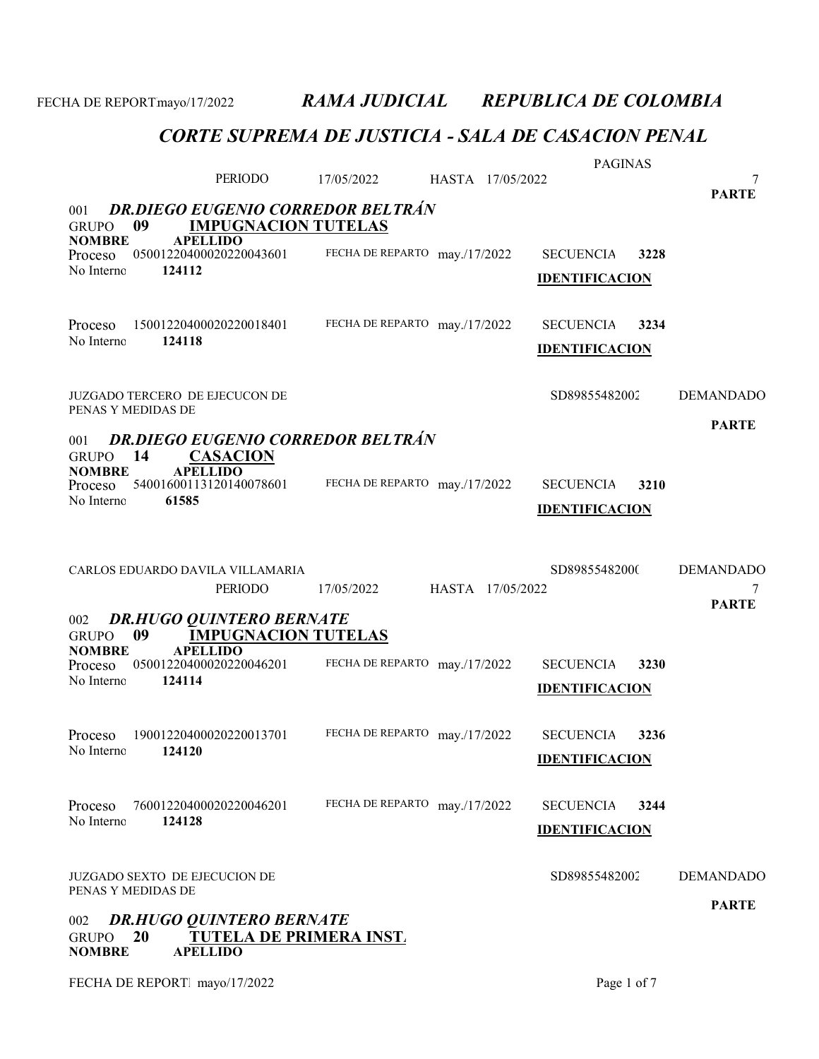FECHA DE REPORT mayo/17/2022 ***RAMA JUDICIAL REPUBLICA DE COLOMBIA***

## *CORTE SUPREMA DE JUSTICIA - SALA DE CASACION PENAL*

PERIODO 17/05/2022 HASTA 17/05/2022 PAGINAS 7

**PARTE**

### 001 *DR.DIEGO EUGENIO CORREDOR BELTRÁN*

GRUPO **09** **IMPUGNACION TUTELAS**

**NOMBRE** **APELLIDO**

Proceso 05001220400020220043601 FECHA DE REPARTO may./17/2022 SECUENCIA **3228**
No Interno **124112** **IDENTIFICACION**

Proceso 15001220400020220018401 FECHA DE REPARTO may./17/2022 SECUENCIA **3234**
No Interno **124118** **IDENTIFICACION**

JUZGADO TERCERO DE EJECUCON DE PENAS Y MEDIDAS DE SD89855482002 DEMANDADO

**PARTE**

### 001 *DR.DIEGO EUGENIO CORREDOR BELTRÁN*

GRUPO **14** **CASACION**

**NOMBRE** **APELLIDO**

Proceso 54001600113120140078601 FECHA DE REPARTO may./17/2022 SECUENCIA **3210**
No Interno **61585** **IDENTIFICACION**

CARLOS EDUARDO DAVILA VILLAMARIA SD89855482000 DEMANDADO

PERIODO 17/05/2022 HASTA 17/05/2022 7

**PARTE**

### 002 *DR.HUGO QUINTERO BERNATE*

GRUPO **09** **IMPUGNACION TUTELAS**

**NOMBRE** **APELLIDO**

Proceso 05001220400020220046201 FECHA DE REPARTO may./17/2022 SECUENCIA **3230**
No Interno **124114** **IDENTIFICACION**

Proceso 19001220400020220013701 FECHA DE REPARTO may./17/2022 SECUENCIA **3236**
No Interno **124120** **IDENTIFICACION**

Proceso 76001220400020220046201 FECHA DE REPARTO may./17/2022 SECUENCIA **3244**
No Interno **124128** **IDENTIFICACION**

JUZGADO SEXTO DE EJECUCION DE PENAS Y MEDIDAS DE SD89855482002 DEMANDADO

**PARTE**

### 002 *DR.HUGO QUINTERO BERNATE*

GRUPO **20** **TUTELA DE PRIMERA INST.**

**NOMBRE** **APELLIDO**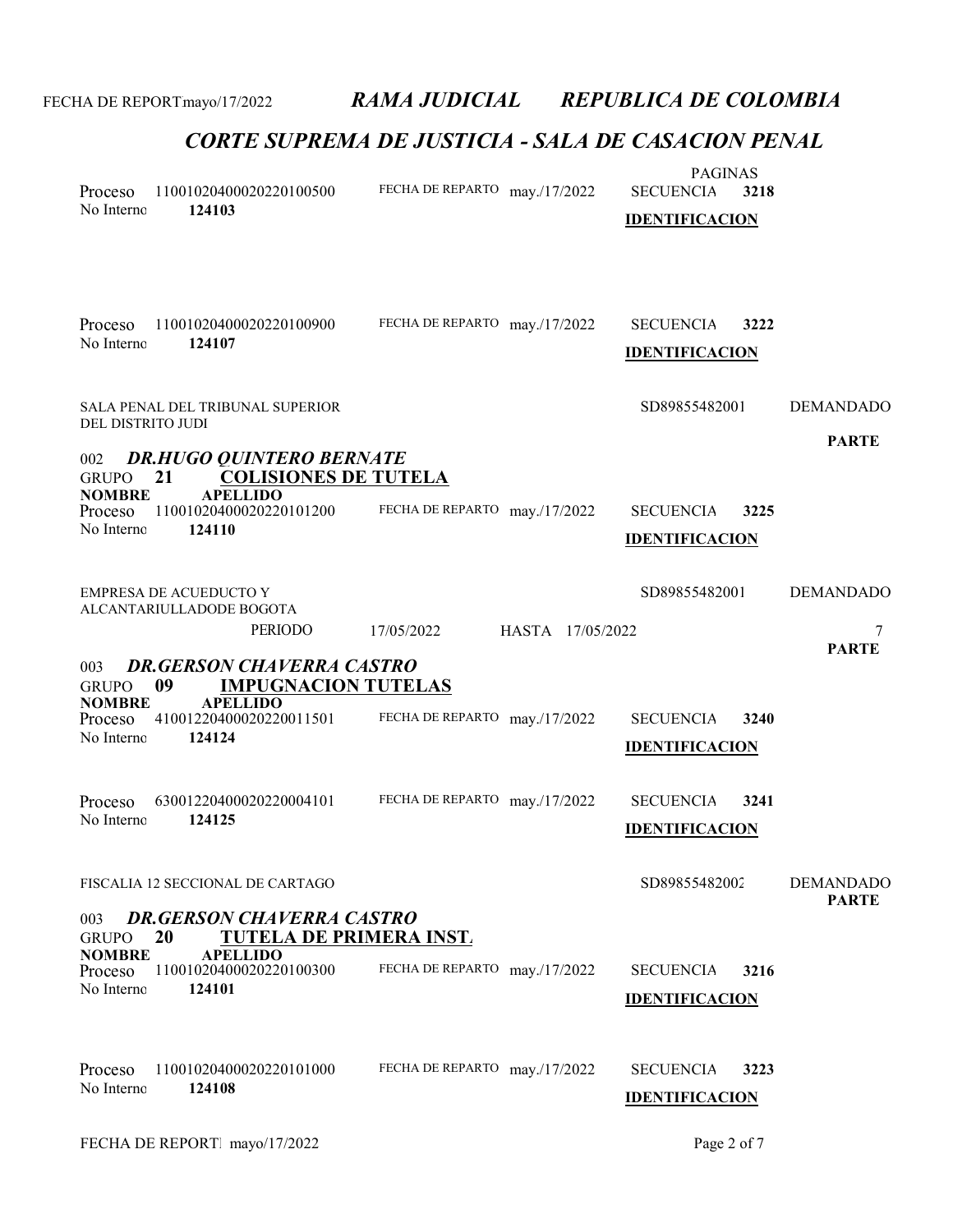# RAMA JUDICIAL REPUBLICA DE COLOMBIA

## CORTE SUPREMA DE JUSTICIA - SALA DE CASACION PENAL

PAGINAS

Proceso 11001020400020220100500 FECHA DE REPARTO may./17/2022 SECUENCIA **3218**
No Interno **124103** **IDENTIFICACION**

Proceso 11001020400020220100900 FECHA DE REPARTO may./17/2022 SECUENCIA **3222**
No Interno **124107** **IDENTIFICACION**

SALA PENAL DEL TRIBUNAL SUPERIOR DEL DISTRITO JUDI SD89855482001 DEMANDADO

**PARTE**

002 ***DR.HUGO QUINTERO BERNATE***
GRUPO **21** **COLISIONES DE TUTELA**
**NOMBRE** **APELLIDO**
Proceso 11001020400020220101200 FECHA DE REPARTO may./17/2022 SECUENCIA **3225**
No Interno **124110** **IDENTIFICACION**

EMPRESA DE ACUEDUCTO Y ALCANTARIULLADODE BOGOTA SD89855482001 DEMANDADO

PERIODO 17/05/2022 HASTA 17/05/2022 7

**PARTE**

003 ***DR.GERSON CHAVERRA CASTRO***
GRUPO **09** **IMPUGNACION TUTELAS**
**NOMBRE** **APELLIDO**
Proceso 41001220400020220011501 FECHA DE REPARTO may./17/2022 SECUENCIA **3240**
No Interno **124124** **IDENTIFICACION**

Proceso 63001220400020220004101 FECHA DE REPARTO may./17/2022 SECUENCIA **3241**
No Interno **124125** **IDENTIFICACION**

FISCALIA 12 SECCIONAL DE CARTAGO SD89855482002 DEMANDADO

**PARTE**

003 ***DR.GERSON CHAVERRA CASTRO***
GRUPO **20** **TUTELA DE PRIMERA INST.**
**NOMBRE** **APELLIDO**
Proceso 11001020400020220100300 FECHA DE REPARTO may./17/2022 SECUENCIA **3216**
No Interno **124101** **IDENTIFICACION**

Proceso 11001020400020220101000 FECHA DE REPARTO may./17/2022 SECUENCIA **3223**
No Interno **124108** **IDENTIFICACION**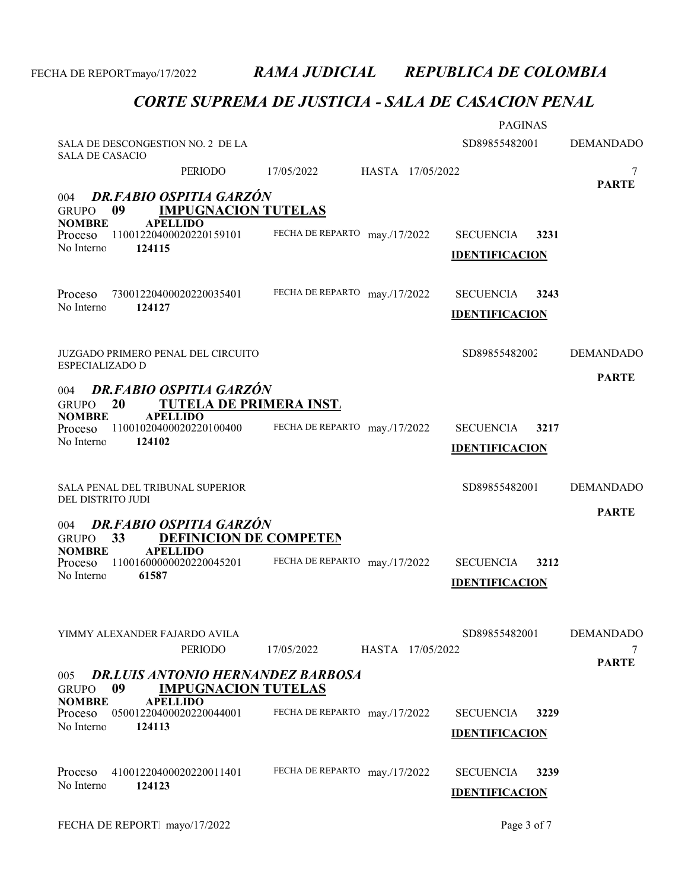# RAMA JUDICIAL REPUBLICA DE COLOMBIA

## CORTE SUPREMA DE JUSTICIA - SALA DE CASACION PENAL

FECHA DE REPORT mayo/17/2022

PAGINAS

SALA DE DESCONGESTION NO. 2 DE LA SALA DE CASACIO — SD89855482001 — DEMANDADO

PERIODO 17/05/2022 HASTA 17/05/2022 — 7

PARTE

### 004 *DR.FABIO OSPITIA GARZÓN*

GRUPO **09** **IMPUGNACION TUTELAS**

**NOMBRE** **APELLIDO**

| Proceso | No Interno | FECHA DE REPARTO | SECUENCIA | |
|---|---|---|---|---|
| 11001220400020220159101 | **124115** | may./17/2022 | **3231** | **IDENTIFICACION** |
| 73001220400020220035401 | **124127** | may./17/2022 | **3243** | **IDENTIFICACION** |

JUZGADO PRIMERO PENAL DEL CIRCUITO ESPECIALIZADO D — SD89855482002 — DEMANDADO

PARTE

### 004 *DR.FABIO OSPITIA GARZÓN*

GRUPO **20** **TUTELA DE PRIMERA INST.**

**NOMBRE** **APELLIDO**

| Proceso | No Interno | FECHA DE REPARTO | SECUENCIA | |
|---|---|---|---|---|
| 11001020400020220100400 | **124102** | may./17/2022 | **3217** | **IDENTIFICACION** |

SALA PENAL DEL TRIBUNAL SUPERIOR DEL DISTRITO JUDI — SD89855482001 — DEMANDADO

PARTE

### 004 *DR.FABIO OSPITIA GARZÓN*

GRUPO **33** **DEFINICION DE COMPETEN**

**NOMBRE** **APELLIDO**

| Proceso | No Interno | FECHA DE REPARTO | SECUENCIA | |
|---|---|---|---|---|
| 11001600000020220045201 | **61587** | may./17/2022 | **3212** | **IDENTIFICACION** |

YIMMY ALEXANDER FAJARDO AVILA — SD89855482001 — DEMANDADO

PERIODO 17/05/2022 HASTA 17/05/2022 — 7

PARTE

### 005 *DR.LUIS ANTONIO HERNANDEZ BARBOSA*

GRUPO **09** **IMPUGNACION TUTELAS**

**NOMBRE** **APELLIDO**

| Proceso | No Interno | FECHA DE REPARTO | SECUENCIA | |
|---|---|---|---|---|
| 05001220400020220044001 | **124113** | may./17/2022 | **3229** | **IDENTIFICACION** |
| 41001220400020220011401 | **124123** | may./17/2022 | **3239** | **IDENTIFICACION** |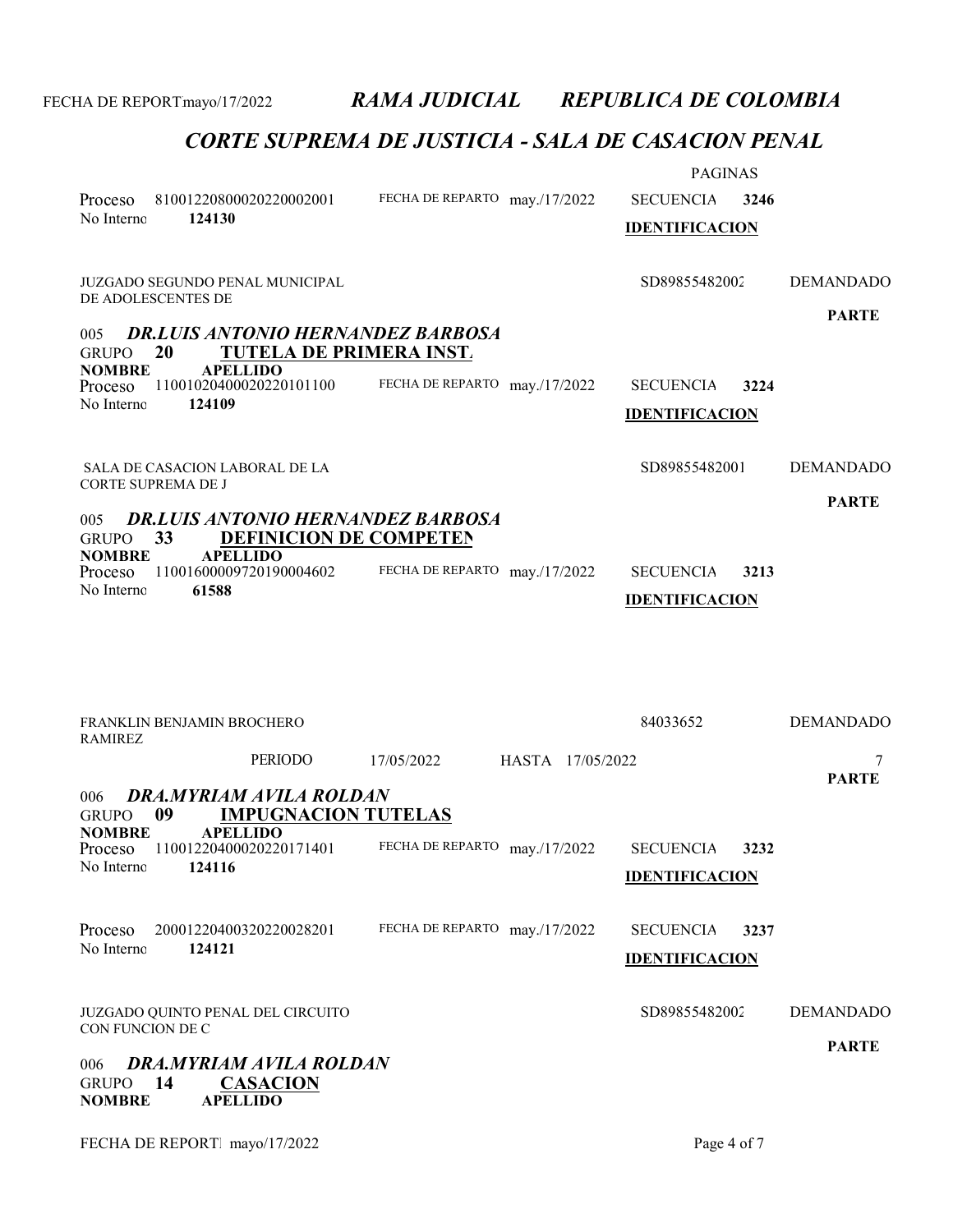FECHA DE REPORT mayo/17/2022 *RAMA JUDICIAL* *REPUBLICA DE COLOMBIA*

## *CORTE SUPREMA DE JUSTICIA - SALA DE CASACION PENAL*

PAGINAS

Proceso 81001220800020220002001 FECHA DE REPARTO may./17/2022 SECUENCIA **3246**
No Interno **124130** **IDENTIFICACION**

JUZGADO SEGUNDO PENAL MUNICIPAL DE ADOLESCENTES DE — SD89855482002 — DEMANDADO

**PARTE**

005 ***DR.LUIS ANTONIO HERNANDEZ BARBOSA***
GRUPO **20** **TUTELA DE PRIMERA INST.**
**NOMBRE** **APELLIDO**

Proceso 11001020400020220101100 FECHA DE REPARTO may./17/2022 SECUENCIA **3224**
No Interno **124109** **IDENTIFICACION**

SALA DE CASACION LABORAL DE LA CORTE SUPREMA DE J — SD89855482001 — DEMANDADO

**PARTE**

005 ***DR.LUIS ANTONIO HERNANDEZ BARBOSA***
GRUPO **33** **DEFINICION DE COMPETEN**
**NOMBRE** **APELLIDO**

Proceso 11001600009720190004602 FECHA DE REPARTO may./17/2022 SECUENCIA **3213**
No Interno **61588** **IDENTIFICACION**

FRANKLIN BENJAMIN BROCHERO RAMIREZ — 84033652 — DEMANDADO

PERIODO 17/05/2022 HASTA 17/05/2022

**PARTE**

006 ***DRA.MYRIAM AVILA ROLDAN***
GRUPO **09** **IMPUGNACION TUTELAS**
**NOMBRE** **APELLIDO**

Proceso 11001220400020220171401 FECHA DE REPARTO may./17/2022 SECUENCIA **3232**
No Interno **124116** **IDENTIFICACION**

Proceso 20001220400320220028201 FECHA DE REPARTO may./17/2022 SECUENCIA **3237**
No Interno **124121** **IDENTIFICACION**

JUZGADO QUINTO PENAL DEL CIRCUITO CON FUNCION DE C — SD89855482002 — DEMANDADO

**PARTE**

006 ***DRA.MYRIAM AVILA ROLDAN***
GRUPO **14** **CASACION**
**NOMBRE** **APELLIDO**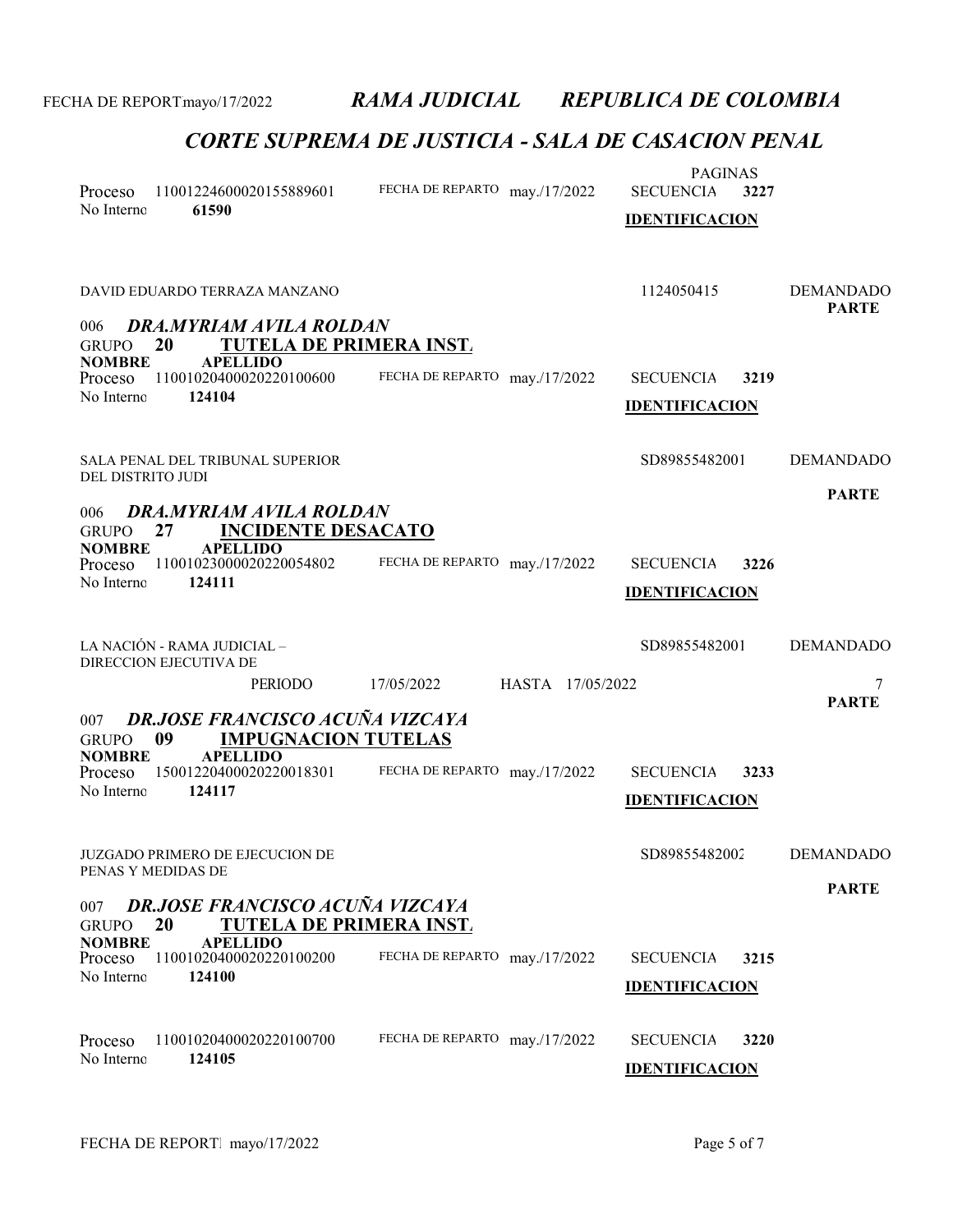FECHA DE REPORTmayo/17/2022 *RAMA JUDICIAL REPUBLICA DE COLOMBIA*

## *CORTE SUPREMA DE JUSTICIA - SALA DE CASACION PENAL*

PAGINAS

Proceso 11001224600020155889601 FECHA DE REPARTO may./17/2022 SECUENCIA **3227**
No Interno **61590** **IDENTIFICACION**

DAVID EDUARDO TERRAZA MANZANO 1124050415 DEMANDADO

**PARTE**

### 006 *DRA.MYRIAM AVILA ROLDAN*

GRUPO **20** **TUTELA DE PRIMERA INST.**

**NOMBRE** **APELLIDO**

Proceso 11001020400020220100600 FECHA DE REPARTO may./17/2022 SECUENCIA **3219**
No Interno **124104** **IDENTIFICACION**

SALA PENAL DEL TRIBUNAL SUPERIOR DEL DISTRITO JUDI SD89855482001 DEMANDADO

**PARTE**

### 006 *DRA.MYRIAM AVILA ROLDAN*

GRUPO **27** **INCIDENTE DESACATO**

**NOMBRE** **APELLIDO**

Proceso 11001023000020220054802 FECHA DE REPARTO may./17/2022 SECUENCIA **3226**
No Interno **124111** **IDENTIFICACION**

LA NACIÓN - RAMA JUDICIAL – DIRECCION EJECUTIVA DE SD89855482001 DEMANDADO

PERIODO 17/05/2022 HASTA 17/05/2022 7

**PARTE**

### 007 *DR.JOSE FRANCISCO ACUÑA VIZCAYA*

GRUPO **09** **IMPUGNACION TUTELAS**

**NOMBRE** **APELLIDO**

Proceso 15001220400020220018301 FECHA DE REPARTO may./17/2022 SECUENCIA **3233**
No Interno **124117** **IDENTIFICACION**

JUZGADO PRIMERO DE EJECUCION DE PENAS Y MEDIDAS DE SD89855482002 DEMANDADO

**PARTE**

### 007 *DR.JOSE FRANCISCO ACUÑA VIZCAYA*

GRUPO **20** **TUTELA DE PRIMERA INST.**

**NOMBRE** **APELLIDO**

Proceso 11001020400020220100200 FECHA DE REPARTO may./17/2022 SECUENCIA **3215**
No Interno **124100** **IDENTIFICACION**

Proceso 11001020400020220100700 FECHA DE REPARTO may./17/2022 SECUENCIA **3220**
No Interno **124105** **IDENTIFICACION**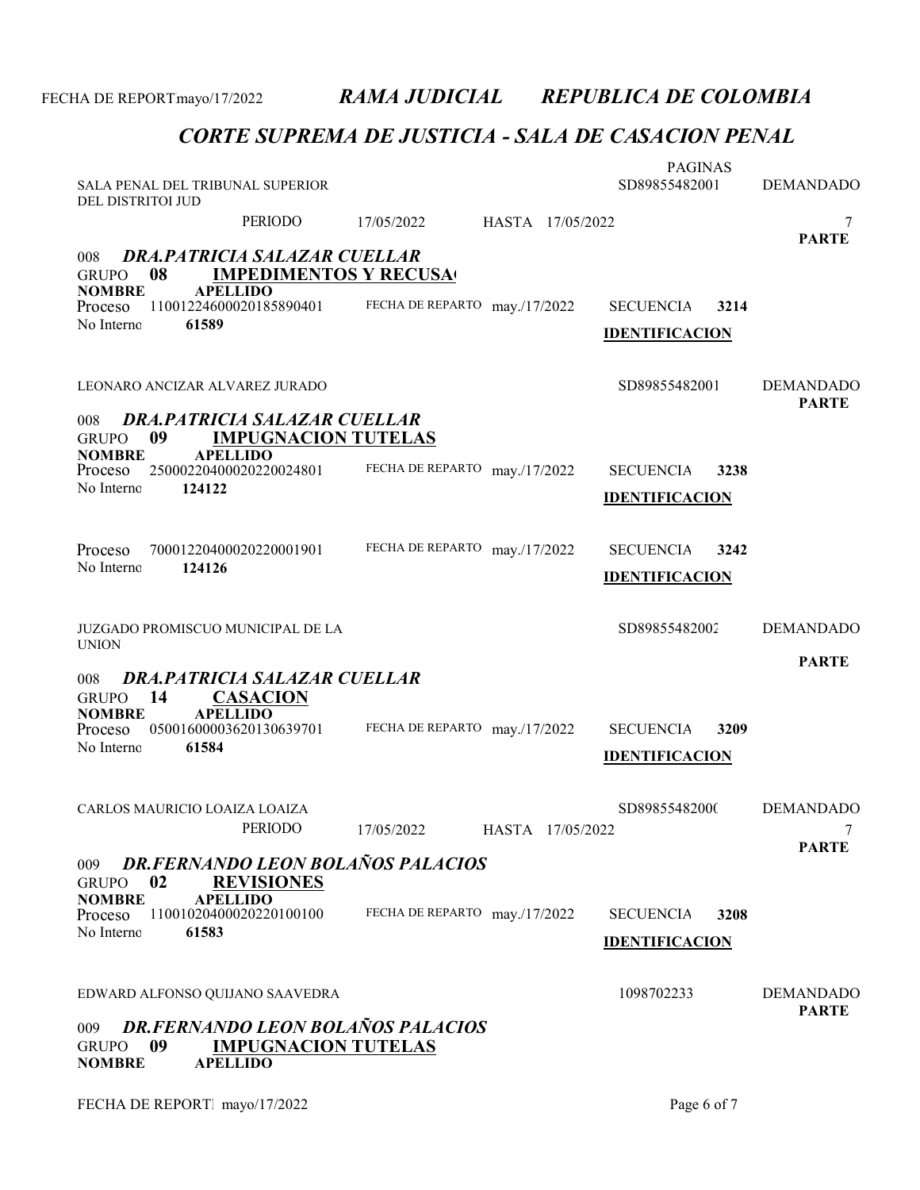FECHA DE REPORTmayo/17/2022 ***RAMA JUDICIAL REPUBLICA DE COLOMBIA***

## *CORTE SUPREMA DE JUSTICIA - SALA DE CASACION PENAL*

SALA PENAL DEL TRIBUNAL SUPERIOR DEL DISTRITOI JUD — SD89855482001 — DEMANDADO

PAGINAS

PERIODO 17/05/2022 HASTA 17/05/2022 — 7

**PARTE**

008 ***DRA.PATRICIA SALAZAR CUELLAR***
GRUPO **08** **IMPEDIMENTOS Y RECUSA(**
**NOMBRE** **APELLIDO**

Proceso 11001224600020185890401 — FECHA DE REPARTO may./17/2022 — SECUENCIA **3214**
No Interno **61589** — **IDENTIFICACION**

LEONARO ANCIZAR ALVAREZ JURADO — SD89855482001 — DEMANDADO **PARTE**

008 ***DRA.PATRICIA SALAZAR CUELLAR***
GRUPO **09** **IMPUGNACION TUTELAS**
**NOMBRE** **APELLIDO**

Proceso 25000220400020220024801 — FECHA DE REPARTO may./17/2022 — SECUENCIA **3238**
No Interno **124122** — **IDENTIFICACION**

Proceso 70001220400020220001901 — FECHA DE REPARTO may./17/2022 — SECUENCIA **3242**
No Interno **124126** — **IDENTIFICACION**

JUZGADO PROMISCUO MUNICIPAL DE LA UNION — SD89855482002 — DEMANDADO **PARTE**

008 ***DRA.PATRICIA SALAZAR CUELLAR***
GRUPO **14** **CASACION**
**NOMBRE** **APELLIDO**

Proceso 05001600003620130639701 — FECHA DE REPARTO may./17/2022 — SECUENCIA **3209**
No Interno **61584** — **IDENTIFICACION**

CARLOS MAURICIO LOAIZA LOAIZA — SD89855482000 — DEMANDADO

PERIODO 17/05/2022 HASTA 17/05/2022 — 7

**PARTE**

009 ***DR.FERNANDO LEON BOLAÑOS PALACIOS***
GRUPO **02** **REVISIONES**
**NOMBRE** **APELLIDO**

Proceso 11001020400020220100100 — FECHA DE REPARTO may./17/2022 — SECUENCIA **3208**
No Interno **61583** — **IDENTIFICACION**

EDWARD ALFONSO QUIJANO SAAVEDRA — 1098702233 — DEMANDADO **PARTE**

009 ***DR.FERNANDO LEON BOLAÑOS PALACIOS***
GRUPO **09** **IMPUGNACION TUTELAS**
**NOMBRE** **APELLIDO**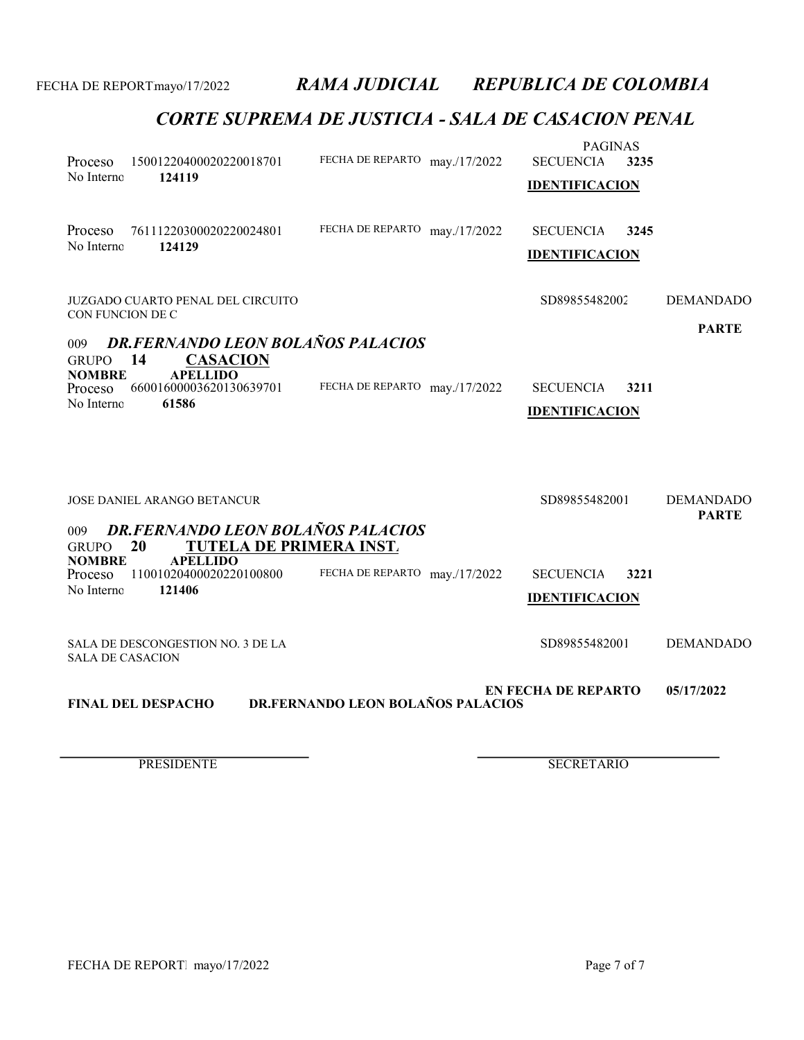# RAMA JUDICIAL REPUBLICA DE COLOMBIA

## CORTE SUPREMA DE JUSTICIA - SALA DE CASACION PENAL

PAGINAS

Proceso 15001220400020220018701 FECHA DE REPARTO may./17/2022 SECUENCIA **3235**
No Interno **124119** **IDENTIFICACION**

Proceso 76111220300020220024801 FECHA DE REPARTO may./17/2022 SECUENCIA **3245**
No Interno **124129** **IDENTIFICACION**

JUZGADO CUARTO PENAL DEL CIRCUITO CON FUNCION DE C — SD89855482002 — DEMANDADO

**PARTE**

009 ***DR.FERNANDO LEON BOLAÑOS PALACIOS***

GRUPO **14** **CASACION**

**NOMBRE** **APELLIDO**

Proceso 66001600003620130639701 FECHA DE REPARTO may./17/2022 SECUENCIA **3211**
No Interno **61586** **IDENTIFICACION**

JOSE DANIEL ARANGO BETANCUR — SD89855482001 — DEMANDADO

**PARTE**

009 ***DR.FERNANDO LEON BOLAÑOS PALACIOS***

GRUPO **20** **TUTELA DE PRIMERA INST.**

**NOMBRE** **APELLIDO**

Proceso 11001020400020220100800 FECHA DE REPARTO may./17/2022 SECUENCIA **3221**
No Interno **121406** **IDENTIFICACION**

SALA DE DESCONGESTION NO. 3 DE LA SALA DE CASACION — SD89855482001 — DEMANDADO

**EN FECHA DE REPARTO** **05/17/2022**

**FINAL DEL DESPACHO** **DR.FERNANDO LEON BOLAÑOS PALACIOS**

PRESIDENTE

SECRETARIO